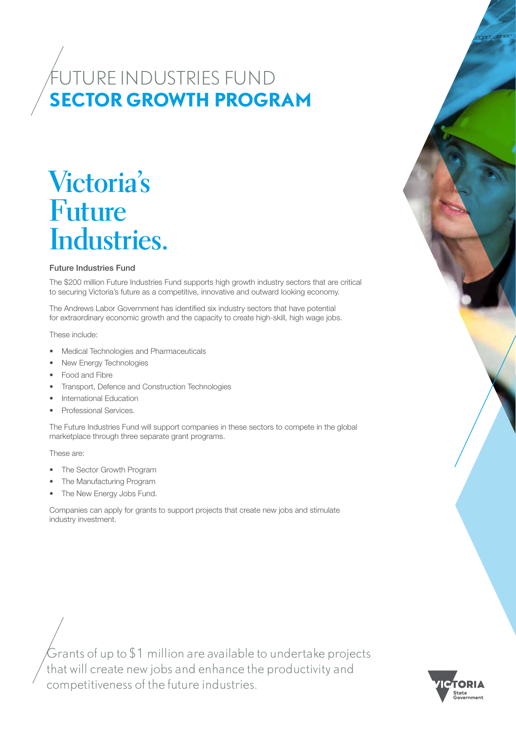# FUTURE INDUSTRIES FUND
# **SECTOR GROWTH PROGRAM**

## Victoria's Future Industries.

### Future Industries Fund

The $200 million Future Industries Fund supports high growth industry sectors that are critical to securing Victoria's future as a competitive, innovative and outward looking economy.

The Andrews Labor Government has identified six industry sectors that have potential for extraordinary economic growth and the capacity to create high-skill, high wage jobs.

These include:

- Medical Technologies and Pharmaceuticals
- New Energy Technologies
- Food and Fibre
- Transport, Defence and Construction Technologies
- International Education
- Professional Services.

The Future Industries Fund will support companies in these sectors to compete in the global marketplace through three separate grant programs.

These are:

- The Sector Growth Program
- The Manufacturing Program
- The New Energy Jobs Fund.

Companies can apply for grants to support projects that create new jobs and stimulate industry investment.

Grants of up to $1 million are available to undertake projects that will create new jobs and enhance the productivity and competitiveness of the future industries.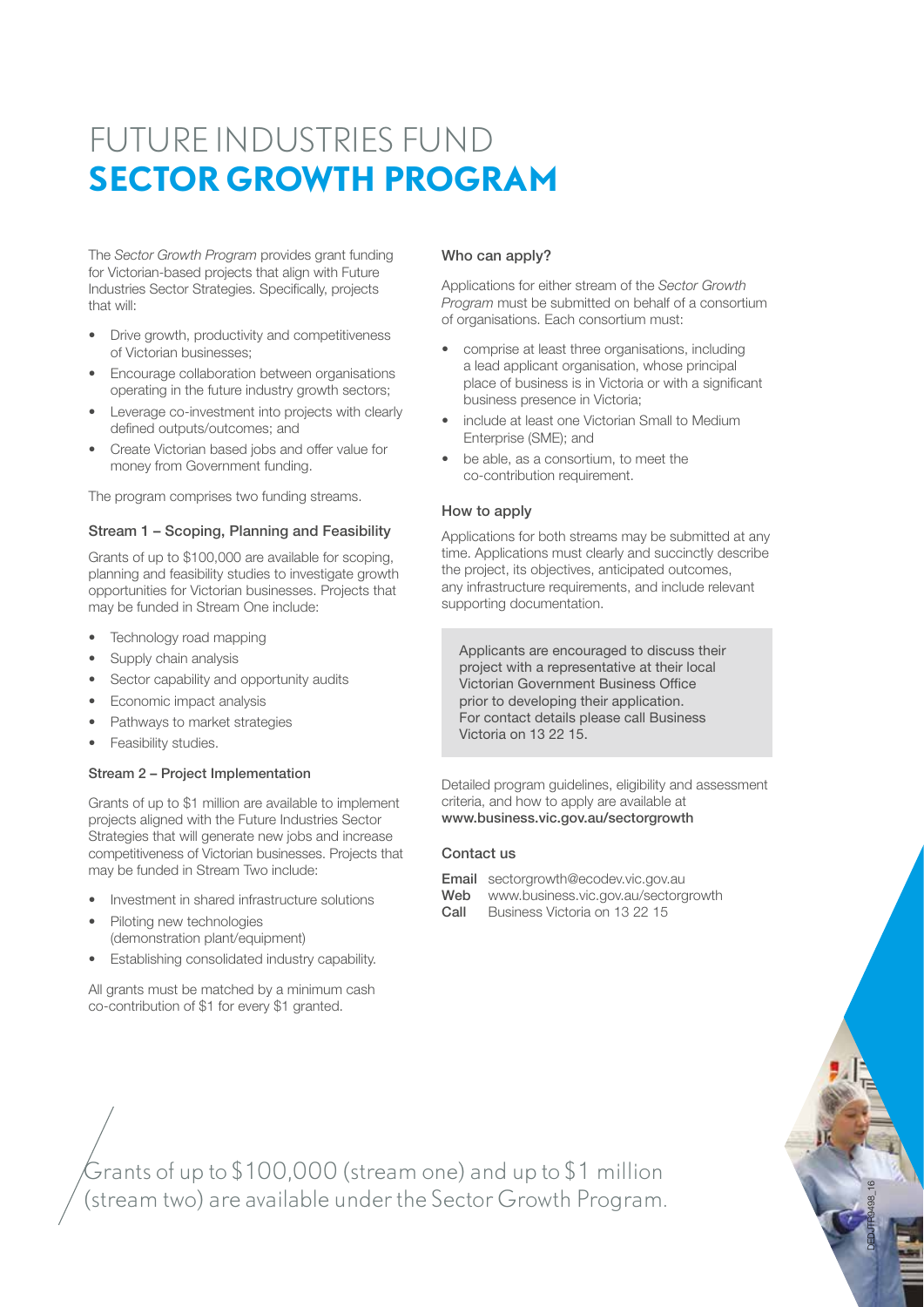# FUTURE INDUSTRIES FUND
# **SECTOR GROWTH PROGRAM**

The *Sector Growth Program* provides grant funding for Victorian-based projects that align with Future Industries Sector Strategies. Specifically, projects that will:

- Drive growth, productivity and competitiveness of Victorian businesses;
- Encourage collaboration between organisations operating in the future industry growth sectors;
- Leverage co-investment into projects with clearly defined outputs/outcomes; and
- Create Victorian based jobs and offer value for money from Government funding.

The program comprises two funding streams.

### Stream 1 – Scoping, Planning and Feasibility

Grants of up to $100,000 are available for scoping, planning and feasibility studies to investigate growth opportunities for Victorian businesses. Projects that may be funded in Stream One include:

- Technology road mapping
- Supply chain analysis
- Sector capability and opportunity audits
- Economic impact analysis
- Pathways to market strategies
- Feasibility studies.

### Stream 2 – Project Implementation

Grants of up to $1 million are available to implement projects aligned with the Future Industries Sector Strategies that will generate new jobs and increase competitiveness of Victorian businesses. Projects that may be funded in Stream Two include:

- Investment in shared infrastructure solutions
- Piloting new technologies (demonstration plant/equipment)
- Establishing consolidated industry capability.

All grants must be matched by a minimum cash co-contribution of $1 for every $1 granted.

### Who can apply?

Applications for either stream of the *Sector Growth Program* must be submitted on behalf of a consortium of organisations. Each consortium must:

- comprise at least three organisations, including a lead applicant organisation, whose principal place of business is in Victoria or with a significant business presence in Victoria;
- include at least one Victorian Small to Medium Enterprise (SME); and
- be able, as a consortium, to meet the co-contribution requirement.

### How to apply

Applications for both streams may be submitted at any time. Applications must clearly and succinctly describe the project, its objectives, anticipated outcomes, any infrastructure requirements, and include relevant supporting documentation.

Applicants are encouraged to discuss their project with a representative at their local Victorian Government Business Office prior to developing their application. For contact details please call Business Victoria on 13 22 15.

Detailed program guidelines, eligibility and assessment criteria, and how to apply are available at **www.business.vic.gov.au/sectorgrowth**

### Contact us

**Email** sectorgrowth@ecodev.vic.gov.au
**Web** www.business.vic.gov.au/sectorgrowth
**Call** Business Victoria on 13 22 15

Grants of up to $100,000 (stream one) and up to $1 million (stream two) are available under the Sector Growth Program.

DEDJTR9498_16